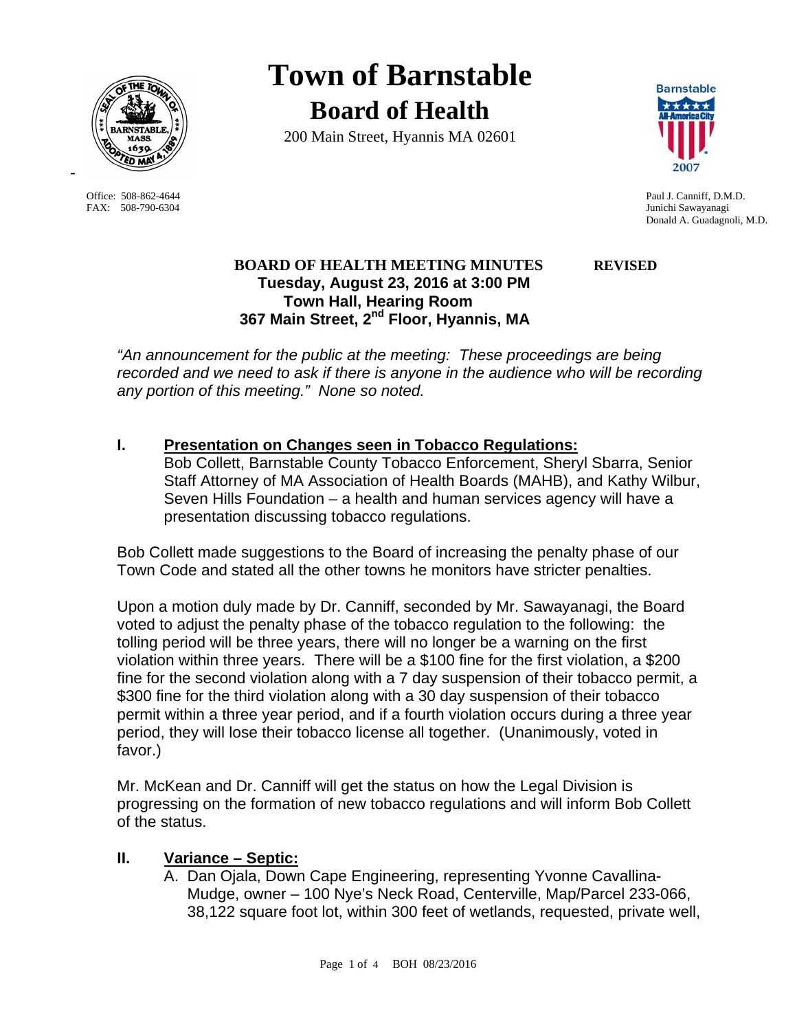# Town of Barnstable

## Board of Health

200 Main Street, Hyannis MA 02601

Office: 508-862-4644
FAX: 508-790-6304

Paul J. Canniff, D.M.D.
Junichi Sawayanagi
Donald A. Guadagnoli, M.D.

**BOARD OF HEALTH MEETING MINUTES** **REVISED**

**Tuesday, August 23, 2016 at 3:00 PM**
**Town Hall, Hearing Room**
**367 Main Street, 2nd Floor, Hyannis, MA**

*"An announcement for the public at the meeting: These proceedings are being recorded and we need to ask if there is anyone in the audience who will be recording any portion of this meeting." None so noted.*

**I. Presentation on Changes seen in Tobacco Regulations:**

Bob Collett, Barnstable County Tobacco Enforcement, Sheryl Sbarra, Senior Staff Attorney of MA Association of Health Boards (MAHB), and Kathy Wilbur, Seven Hills Foundation – a health and human services agency will have a presentation discussing tobacco regulations.

Bob Collett made suggestions to the Board of increasing the penalty phase of our Town Code and stated all the other towns he monitors have stricter penalties.

Upon a motion duly made by Dr. Canniff, seconded by Mr. Sawayanagi, the Board voted to adjust the penalty phase of the tobacco regulation to the following: the tolling period will be three years, there will no longer be a warning on the first violation within three years. There will be a $100 fine for the first violation, a $200 fine for the second violation along with a 7 day suspension of their tobacco permit, a $300 fine for the third violation along with a 30 day suspension of their tobacco permit within a three year period, and if a fourth violation occurs during a three year period, they will lose their tobacco license all together. (Unanimously, voted in favor.)

Mr. McKean and Dr. Canniff will get the status on how the Legal Division is progressing on the formation of new tobacco regulations and will inform Bob Collett of the status.

**II. Variance – Septic:**

A. Dan Ojala, Down Cape Engineering, representing Yvonne Cavallina-Mudge, owner – 100 Nye's Neck Road, Centerville, Map/Parcel 233-066, 38,122 square foot lot, within 300 feet of wetlands, requested, private well,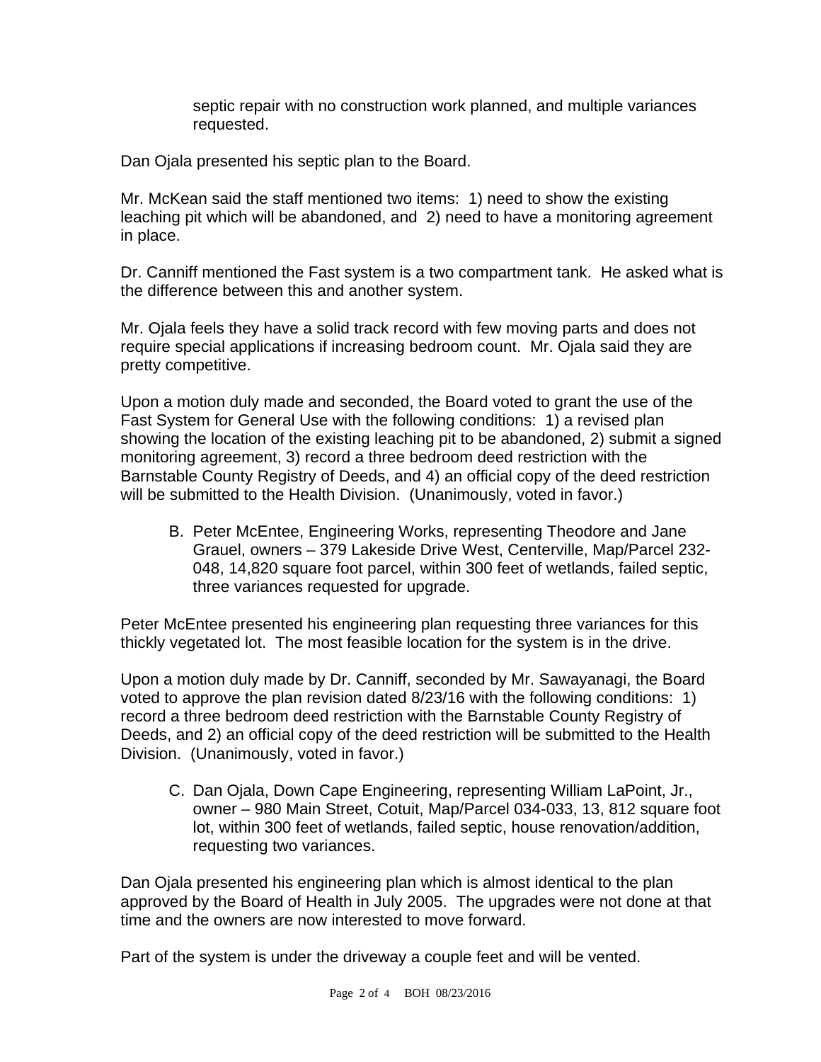septic repair with no construction work planned, and multiple variances requested.

Dan Ojala presented his septic plan to the Board.

Mr. McKean said the staff mentioned two items: 1) need to show the existing leaching pit which will be abandoned, and 2) need to have a monitoring agreement in place.

Dr. Canniff mentioned the Fast system is a two compartment tank. He asked what is the difference between this and another system.

Mr. Ojala feels they have a solid track record with few moving parts and does not require special applications if increasing bedroom count. Mr. Ojala said they are pretty competitive.

Upon a motion duly made and seconded, the Board voted to grant the use of the Fast System for General Use with the following conditions: 1) a revised plan showing the location of the existing leaching pit to be abandoned, 2) submit a signed monitoring agreement, 3) record a three bedroom deed restriction with the Barnstable County Registry of Deeds, and 4) an official copy of the deed restriction will be submitted to the Health Division. (Unanimously, voted in favor.)

B. Peter McEntee, Engineering Works, representing Theodore and Jane Grauel, owners – 379 Lakeside Drive West, Centerville, Map/Parcel 232-048, 14,820 square foot parcel, within 300 feet of wetlands, failed septic, three variances requested for upgrade.

Peter McEntee presented his engineering plan requesting three variances for this thickly vegetated lot. The most feasible location for the system is in the drive.

Upon a motion duly made by Dr. Canniff, seconded by Mr. Sawayanagi, the Board voted to approve the plan revision dated 8/23/16 with the following conditions: 1) record a three bedroom deed restriction with the Barnstable County Registry of Deeds, and 2) an official copy of the deed restriction will be submitted to the Health Division. (Unanimously, voted in favor.)

C. Dan Ojala, Down Cape Engineering, representing William LaPoint, Jr., owner – 980 Main Street, Cotuit, Map/Parcel 034-033, 13, 812 square foot lot, within 300 feet of wetlands, failed septic, house renovation/addition, requesting two variances.

Dan Ojala presented his engineering plan which is almost identical to the plan approved by the Board of Health in July 2005. The upgrades were not done at that time and the owners are now interested to move forward.

Part of the system is under the driveway a couple feet and will be vented.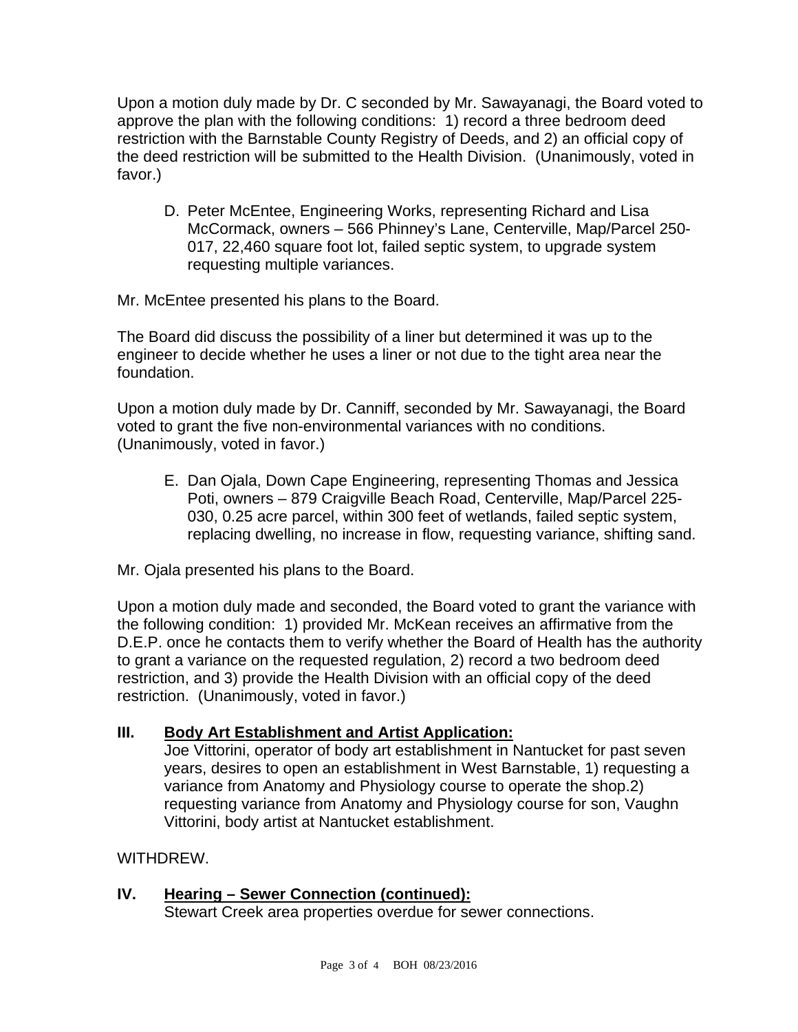Upon a motion duly made by Dr. C seconded by Mr. Sawayanagi, the Board voted to approve the plan with the following conditions: 1) record a three bedroom deed restriction with the Barnstable County Registry of Deeds, and 2) an official copy of the deed restriction will be submitted to the Health Division. (Unanimously, voted in favor.)

D. Peter McEntee, Engineering Works, representing Richard and Lisa McCormack, owners – 566 Phinney's Lane, Centerville, Map/Parcel 250-017, 22,460 square foot lot, failed septic system, to upgrade system requesting multiple variances.

Mr. McEntee presented his plans to the Board.

The Board did discuss the possibility of a liner but determined it was up to the engineer to decide whether he uses a liner or not due to the tight area near the foundation.

Upon a motion duly made by Dr. Canniff, seconded by Mr. Sawayanagi, the Board voted to grant the five non-environmental variances with no conditions. (Unanimously, voted in favor.)

E. Dan Ojala, Down Cape Engineering, representing Thomas and Jessica Poti, owners – 879 Craigville Beach Road, Centerville, Map/Parcel 225-030, 0.25 acre parcel, within 300 feet of wetlands, failed septic system, replacing dwelling, no increase in flow, requesting variance, shifting sand.

Mr. Ojala presented his plans to the Board.

Upon a motion duly made and seconded, the Board voted to grant the variance with the following condition: 1) provided Mr. McKean receives an affirmative from the D.E.P. once he contacts them to verify whether the Board of Health has the authority to grant a variance on the requested regulation, 2) record a two bedroom deed restriction, and 3) provide the Health Division with an official copy of the deed restriction. (Unanimously, voted in favor.)

## III. Body Art Establishment and Artist Application:

Joe Vittorini, operator of body art establishment in Nantucket for past seven years, desires to open an establishment in West Barnstable, 1) requesting a variance from Anatomy and Physiology course to operate the shop.2) requesting variance from Anatomy and Physiology course for son, Vaughn Vittorini, body artist at Nantucket establishment.

WITHDREW.

## IV. Hearing – Sewer Connection (continued):

Stewart Creek area properties overdue for sewer connections.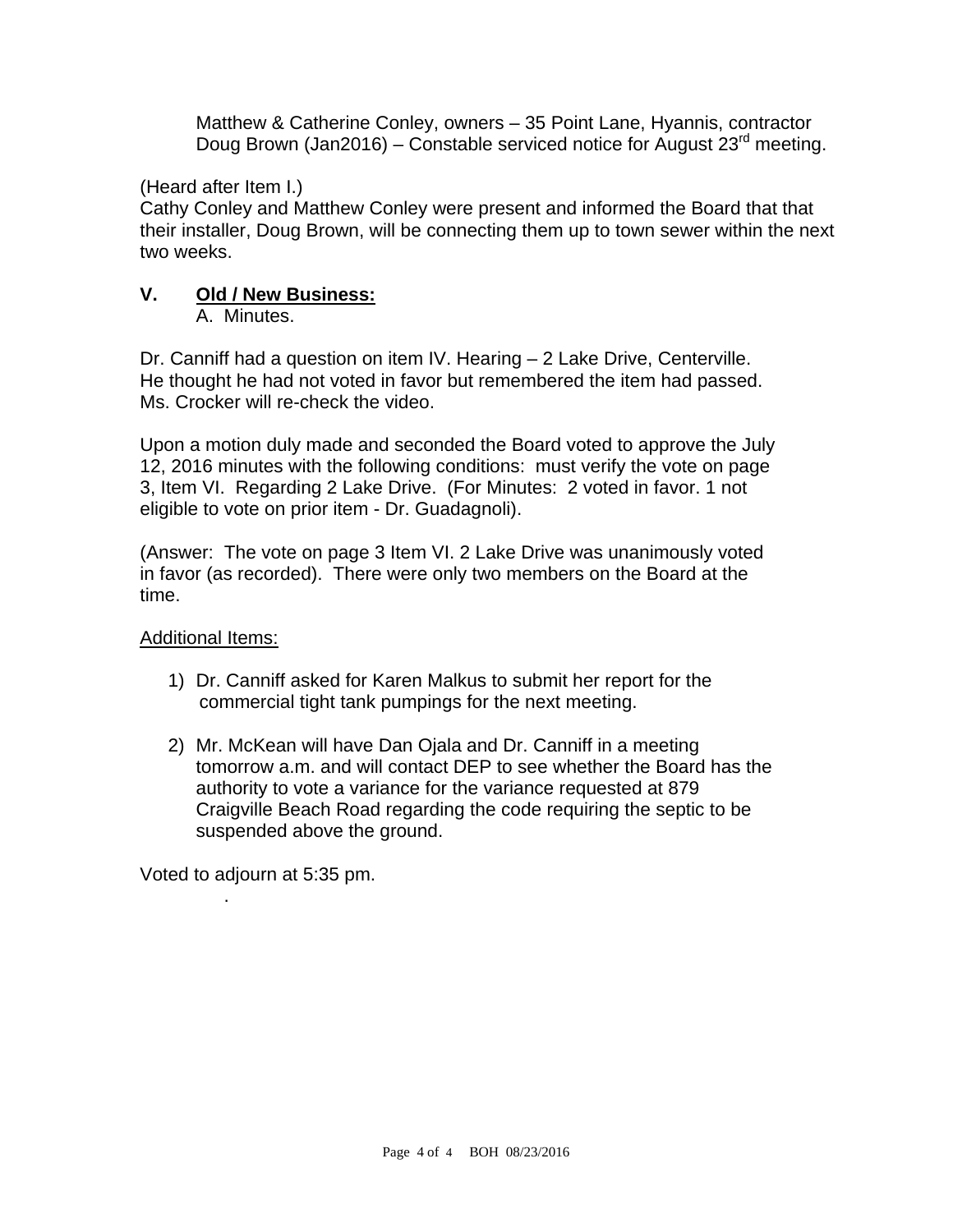Matthew & Catherine Conley, owners – 35 Point Lane, Hyannis, contractor Doug Brown (Jan2016) – Constable serviced notice for August 23rd meeting.

(Heard after Item I.)
Cathy Conley and Matthew Conley were present and informed the Board that that their installer, Doug Brown, will be connecting them up to town sewer within the next two weeks.

## V. Old / New Business:

A. Minutes.

Dr. Canniff had a question on item IV. Hearing – 2 Lake Drive, Centerville. He thought he had not voted in favor but remembered the item had passed. Ms. Crocker will re-check the video.

Upon a motion duly made and seconded the Board voted to approve the July 12, 2016 minutes with the following conditions: must verify the vote on page 3, Item VI. Regarding 2 Lake Drive. (For Minutes: 2 voted in favor. 1 not eligible to vote on prior item - Dr. Guadagnoli).

(Answer: The vote on page 3 Item VI. 2 Lake Drive was unanimously voted in favor (as recorded). There were only two members on the Board at the time.

Additional Items:

1) Dr. Canniff asked for Karen Malkus to submit her report for the commercial tight tank pumpings for the next meeting.

2) Mr. McKean will have Dan Ojala and Dr. Canniff in a meeting tomorrow a.m. and will contact DEP to see whether the Board has the authority to vote a variance for the variance requested at 879 Craigville Beach Road regarding the code requiring the septic to be suspended above the ground.

Voted to adjourn at 5:35 pm.